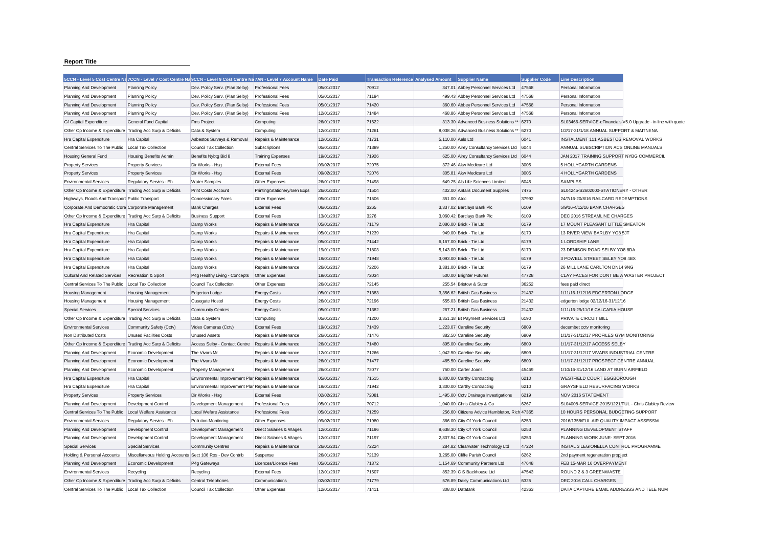**Report Title**

| 5CCN - Level 5 Cost Centre Na | 7CCN - Level 7 Cost Centre Na | 9CCN - Level 9 Cost Centre Na | 7AN - Level 7 Account Name | Date Paid | Transaction Reference | Analysed Amount | Supplier Name | Supplier Code | Line Description |
|---|---|---|---|---|---|---|---|---|---|
| Planning And Development | Planning Policy | Dev. Policy Serv. (Plan Selby) | Professional Fees | 05/01/2017 | 70912 | 347.01 | Abbey Personnel Services Ltd | 47568 | Personal Information |
| Planning And Development | Planning Policy | Dev. Policy Serv. (Plan Selby) | Professional Fees | 05/01/2017 | 71194 | 499.43 | Abbey Personnel Services Ltd | 47568 | Personal Information |
| Planning And Development | Planning Policy | Dev. Policy Serv. (Plan Selby) | Professional Fees | 05/01/2017 | 71420 | 360.60 | Abbey Personnel Services Ltd | 47568 | Personal Information |
| Planning And Development | Planning Policy | Dev. Policy Serv. (Plan Selby) | Professional Fees | 12/01/2017 | 71484 | 468.86 | Abbey Personnel Services Ltd | 47568 | Personal Information |
| Gf Capital Expenditure | General Fund Capital | Fms Project | Computing | 26/01/2017 | 71622 | 313.30 | Advanced Business Solutions ** | 6270 | SL03466-SERVICE-eFinancials V5.0 Upgrade - in line with quote |
| Other Op Income & Expenditure | Trading Acc Surp & Deficits | Data & System | Computing | 12/01/2017 | 71261 | 8,038.26 | Advanced Business Solutions ** | 6270 | 1/2/17-31/1/18 ANNUAL SUPPORT & MAITNENA |
| Hra Capital Expenditure | Hra Capital | Asbestos Surveys & Removal | Repairs & Maintenance | 12/01/2017 | 71731 | 5,110.00 | Aels Ltd | 6041 | INSTALMENT 111 ASBESTOS REMOVAL WORKS |
| Central Services To The Public | Local Tax Collection | Council Tax Collection | Subscriptions | 05/01/2017 | 71389 | 1,250.00 | Airey Consultancy Services Ltd | 6044 | ANNUAL SUBSCRIPTION ACS ONLINE MANUALS |
| Housing General Fund | Housing Benefits Admin | Benefits Nybtg Bid 8 | Training Expenses | 19/01/2017 | 71926 | 625.00 | Airey Consultancy Services Ltd | 6044 | JAN 2017 TRAINING SUPPORT NYBG COMMERCIL |
| Property Services | Property Services | Dir Works - Hsg | External Fees | 09/02/2017 | 72075 | 372.46 | Akw Medicare Ltd | 3005 | 5 HOLLYGARTH GARDENS |
| Property Services | Property Services | Dir Works - Hsg | External Fees | 09/02/2017 | 72076 | 305.81 | Akw Medicare Ltd | 3005 | 4 HOLLYGARTH GARDENS |
| Environmental Services | Regulatory Servics - Eh | Water Samples | Other Expenses | 26/01/2017 | 71498 | 649.25 | Als Life Sciences Limited | 6045 | SAMPLES |
| Other Op Income & Expenditure | Trading Acc Surp & Deficits | Print Costs Account | Printing/Stationery/Gen Exps | 26/01/2017 | 71504 | 402.00 | Antalis Document Supplies | 7475 | SL04245-S2602000-STATIONERY - OTHER |
| Highways, Roads And Transport | Public Transport | Concessionary Fares | Other Expenses | 05/01/2017 | 71506 | 351.00 | Atoc | 37992 | 24/7/16-20/8/16 RAILCARD REDEMPTIONS |
| Corporate And Democratic Core | Corporate Management | Bank Charges | External Fees | 06/01/2017 | 3265 | 3,337.02 | Barclays Bank Plc | 6109 | 5/9/16-4/12/16 BANK CHARGES |
| Other Op Income & Expenditure | Trading Acc Surp & Deficits | Business Support | External Fees | 13/01/2017 | 3276 | 3,060.42 | Barclays Bank Plc | 6109 | DEC 2016 STREAMLINE CHARGES |
| Hra Capital Expenditure | Hra Capital | Damp Works | Repairs & Maintenance | 05/01/2017 | 71179 | 2,086.00 | Brick - Tie Ltd | 6179 | 17 MOUNT PLEASANT LITTLE SMEATON |
| Hra Capital Expenditure | Hra Capital | Damp Works | Repairs & Maintenance | 05/01/2017 | 71239 | 949.00 | Brick - Tie Ltd | 6179 | 13 RIVER VIEW BARLBY YO8 5JT |
| Hra Capital Expenditure | Hra Capital | Damp Works | Repairs & Maintenance | 05/01/2017 | 71442 | 6,167.00 | Brick - Tie Ltd | 6179 | 1 LORDSHIP LANE |
| Hra Capital Expenditure | Hra Capital | Damp Works | Repairs & Maintenance | 19/01/2017 | 71803 | 5,143.00 | Brick - Tie Ltd | 6179 | 23 DENISON ROAD SELBY YO8 8DA |
| Hra Capital Expenditure | Hra Capital | Damp Works | Repairs & Maintenance | 19/01/2017 | 71948 | 3,093.00 | Brick - Tie Ltd | 6179 | 3 POWELL STREET SELBY YO8 4BX |
| Hra Capital Expenditure | Hra Capital | Damp Works | Repairs & Maintenance | 26/01/2017 | 72206 | 3,381.00 | Brick - Tie Ltd | 6179 | 26 MILL LANE CARLTON DN14 9NG |
| Cultural And Related Services | Recreation & Sport | P4g Healthy Living - Concepts | Other Expenses | 19/01/2017 | 72034 | 500.00 | Brighter Futures | 47728 | CLAY FACES FOR DONT BE A WASTER PROJECT |
| Central Services To The Public | Local Tax Collection | Council Tax Collection | Other Expenses | 26/01/2017 | 72145 | 255.54 | Bristow & Sutor | 36252 | fees paid direct |
| Housing Management | Housing Management | Edgerton Lodge | Energy Costs | 05/01/2017 | 71383 | 3,356.62 | British Gas Business | 21432 | 1/11/16-1/12/16 EDGERTON LODGE |
| Housing Management | Housing Management | Ousegate Hostel | Energy Costs | 26/01/2017 | 72196 | 555.03 | British Gas Business | 21432 | edgerton lodge 02/12/16-31/12/16 |
| Special Services | Special Services | Community Centres | Energy Costs | 05/01/2017 | 71382 | 267.21 | British Gas Business | 21432 | 1/11/16-29/11/16 CALCARIA HOUSE |
| Other Op Income & Expenditure | Trading Acc Surp & Deficits | Data & System | Computing | 05/01/2017 | 71200 | 3,351.18 | Bt Payment Services Ltd | 6190 | PRIVATE CIRCUIT BILL |
| Environmental Services | Community Safety (Cctv) | Video Cameras (Cctv) | External Fees | 19/01/2017 | 71439 | 1,223.07 | Careline Security | 6809 | decembet cctv monitoring |
| Non Distributed Costs | Unused Facilities Costs | Unused Assets | Repairs & Maintenance | 26/01/2017 | 71476 | 382.50 | Careline Security | 6809 | 1/1/17-31/12/17 PROFILES GYM MONITORING |
| Other Op Income & Expenditure | Trading Acc Surp & Deficits | Access Selby - Contact Centre | Repairs & Maintenance | 26/01/2017 | 71480 | 895.00 | Careline Security | 6809 | 1/1/17-31/12/17 ACCESS SELBY |
| Planning And Development | Economic Development | The Vivars Mr | Repairs & Maintenance | 12/01/2017 | 71266 | 1,042.50 | Careline Security | 6809 | 1/1/17-31/12/17 VIVARS INDUSTRIAL CENTRE |
| Planning And Development | Economic Development | The Vivars Mr | Repairs & Maintenance | 26/01/2017 | 71477 | 465.50 | Careline Security | 6809 | 1/1/17-31/12/17 PROSPECT CENTRE ANNUAL |
| Planning And Development | Economic Development | Property Management | Repairs & Maintenance | 26/01/2017 | 72077 | 750.00 | Carter Joans | 45469 | 1/10/16-31/12/16 LAND AT BURN AIRFIELD |
| Hra Capital Expenditure | Hra Capital | Environmental Improvement Plar | Repairs & Maintenance | 05/01/2017 | 71515 | 6,800.00 | Carthy Contracting | 6210 | WESTFIELD COURT EGGBOROUGH |
| Hra Capital Expenditure | Hra Capital | Environmental Improvement Plar | Repairs & Maintenance | 19/01/2017 | 71942 | 3,300.00 | Carthy Contracting | 6210 | GRAYSFIELD RESURFACING WORKS |
| Property Services | Property Services | Dir Works - Hsg | External Fees | 02/02/2017 | 72081 | 1,495.00 | Cctv Drainage Investigations | 6219 | NOV 2016 STATEMENT |
| Planning And Development | Development Control | Development Management | Professional Fees | 05/01/2017 | 70712 | 1,040.00 | Chris Clubley & Co | 6267 | SL04008-SERVICE-2015/1221/FUL - Chris Clubley Review |
| Central Services To The Public | Local Welfare Assistance | Local Wefare Assistance | Professional Fees | 05/01/2017 | 71259 | 256.60 | Citizens Advice Hambleton, Rich | 47365 | 10 HOURS PERSONAL BUDGETING SUPPORT |
| Environmental Services | Regulatory Servics - Eh | Pollution Monitoring | Other Expenses | 09/02/2017 | 71980 | 366.00 | City Of York Council | 6253 | 2016/1358/FUL AIR QUALITY IMPACT ASSESSM |
| Planning And Development | Development Control | Development Management | Direct Salaries & Wages | 12/01/2017 | 71196 | 8,638.30 | City Of York Council | 6253 | PLANNING DEVELOPMENT STAFF |
| Planning And Development | Development Control | Development Management | Direct Salaries & Wages | 12/01/2017 | 71197 | 2,807.54 | City Of York Council | 6253 | PLANNING WORK JUNE- SEPT 2016 |
| Special Services | Special Services | Community Centres | Repairs & Maintenance | 26/01/2017 | 72224 | 284.82 | Clearwater Technology Ltd | 47224 | INSTAL 3 LEGIONELLA CONTROL PROGRAMME |
| Holding & Personal Accounts | Miscellaneous Holding Accounts | Sect 106 Ros - Dev Contrib | Suspense | 26/01/2017 | 72139 | 3,265.00 | Cliffe Parish Council | 6262 | 2nd payment regeneration propject |
| Planning And Development | Economic Development | P4g Gateways | Licences/Licence Fees | 05/01/2017 | 71372 | 1,154.69 | Community Partners Ltd | 47648 | FEB 15-MAR 16 OVERPAYMENT |
| Environmental Services | Recycling | Recycling | External Fees | 12/01/2017 | 71507 | 852.39 | C S Backhouse Ltd | 47543 | ROUND 2 & 3 GREENWASTE |
| Other Op Income & Expenditure | Trading Acc Surp & Deficits | Central Telephones | Communications | 02/02/2017 | 71779 | 576.89 | Daisy Communications Ltd | 6325 | DEC 2016 CALL CHARGES |
| Central Services To The Public | Local Tax Collection | Council Tax Collection | Other Expenses | 12/01/2017 | 71411 | 308.00 | Datatank | 42363 | DATA CAPTURE EMAIL ADDRESSS AND TELE NUM |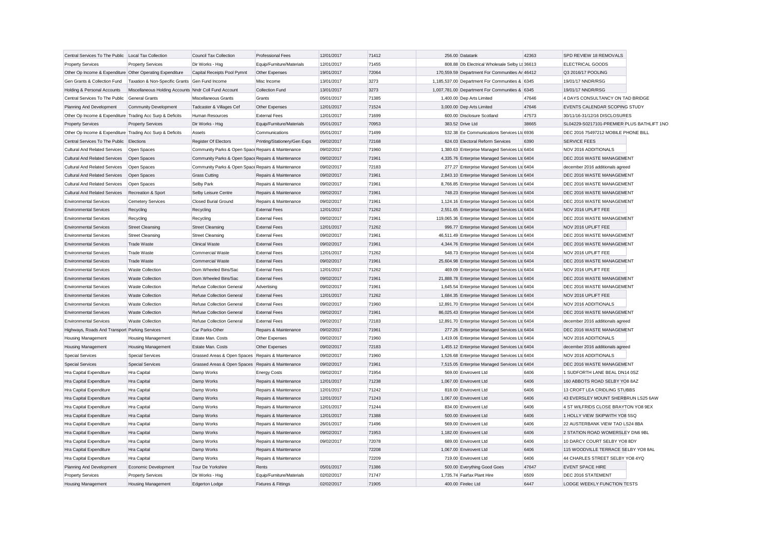| | | | | | | | | | |
|---|---|---|---|---|---|---|---|---|---|
| Central Services To The Public | Local Tax Collection | Council Tax Collection | Professional Fees | 12/01/2017 | 71412 | 256.00 | Datatank | 42363 | SPD REVIEW 18 REMOVALS |
| Property Services | Property Services | Dir Works - Hsg | Equip/Furniture/Materials | 12/01/2017 | 71455 | 808.88 | Db Electrical Wholesale Selby Lt | 36613 | ELECTRICAL GOODS |
| Other Op Income & Expenditure | Other Operating Expenditure | Capital Receipts Pool Pymnt | Other Expenses | 19/01/2017 | 72064 | 170,559.59 | Department For Communities Ar | 46412 | Q3 2016/17 POOLING |
| Gen Grants & Collection Fund | Taxation & Non-Specific Grants | Gen Fund Income | Misc Income | 13/01/2017 | 3273 | 1,185,537.00 | Department For Communities & | 6345 | 19/01/17 NNDR/RSG |
| Holding & Personal Accounts | Miscellaneous Holding Accounts | Nndr Coll Fund Account | Collection Fund | 13/01/2017 | 3273 | 1,007,781.00 | Department For Communities & | 6345 | 19/01/17 NNDR/RSG |
| Central Services To The Public | General Grants | Miscellaneous Grants | Grants | 05/01/2017 | 71385 | 1,400.00 | Dep Arts Limited | 47646 | 4 DAYS CONSULTANCY ON TAD BRIDGE |
| Planning And Development | Community Development | Tadcaster & Villages Cef | Other Expenses | 12/01/2017 | 71524 | 3,000.00 | Dep Arts Limited | 47646 | EVENTS CALENDAR SCOPING STUDY |
| Other Op Income & Expenditure | Trading Acc Surp & Deficits | Human Resources | External Fees | 12/01/2017 | 71699 | 600.00 | Disclosure Scotland | 47573 | 30/11/16-31/12/16 DISCLOSURES |
| Property Services | Property Services | Dir Works - Hsg | Equip/Furniture/Materials | 05/01/2017 | 70953 | 383.52 | Drive Ltd | 38665 | SL04229-S0217101-PREMIER PLUS BATHLIFT 1NO |
| Other Op Income & Expenditure | Trading Acc Surp & Deficits | Assets | Communications | 05/01/2017 | 71499 | 532.38 | Ee Communications Services Ltd | 6936 | DEC 2016 75497212 MOBILE PHONE BILL |
| Central Services To The Public | Elections | Register Of Electors | Printing/Stationery/Gen Exps | 09/02/2017 | 72168 | 624.03 | Electoral Reform Services | 6390 | SERVICE FEES |
| Cultural And Related Services | Open Spaces | Community Parks & Open Space | Repairs & Maintenance | 09/02/2017 | 71960 | 1,380.63 | Enterprise Managed Services Ltd | 6404 | NOV 2016 ADDITIONALS |
| Cultural And Related Services | Open Spaces | Community Parks & Open Space | Repairs & Maintenance | 09/02/2017 | 71961 | 4,335.76 | Enterprise Managed Services Ltd | 6404 | DEC 2016 WASTE MANAGEMENT |
| Cultural And Related Services | Open Spaces | Community Parks & Open Space | Repairs & Maintenance | 09/02/2017 | 72183 | 277.27 | Enterprise Managed Services Ltd | 6404 | december 2016 additionals agreed |
| Cultural And Related Services | Open Spaces | Grass Cutting | Repairs & Maintenance | 09/02/2017 | 71961 | 2,843.10 | Enterprise Managed Services Ltd | 6404 | DEC 2016 WASTE MANAGEMENT |
| Cultural And Related Services | Open Spaces | Selby Park | Repairs & Maintenance | 09/02/2017 | 71961 | 8,766.85 | Enterprise Managed Services Ltd | 6404 | DEC 2016 WASTE MANAGEMENT |
| Cultural And Related Services | Recreation & Sport | Selby Leisure Centre | Repairs & Maintenance | 09/02/2017 | 71961 | 748.23 | Enterprise Managed Services Ltd | 6404 | DEC 2016 WASTE MANAGEMENT |
| Environmental Services | Cemetery Services | Closed Burial Ground | Repairs & Maintenance | 09/02/2017 | 71961 | 1,124.16 | Enterprise Managed Services Ltd | 6404 | DEC 2016 WASTE MANAGEMENT |
| Environmental Services | Recycling | Recycling | External Fees | 12/01/2017 | 71262 | 2,551.65 | Enterprise Managed Services Ltd | 6404 | NOV 2016 UPLIFT FEE |
| Environmental Services | Recycling | Recycling | External Fees | 09/02/2017 | 71961 | 119,065.36 | Enterprise Managed Services Ltd | 6404 | DEC 2016 WASTE MANAGEMENT |
| Environmental Services | Street Cleansing | Street Cleansing | External Fees | 12/01/2017 | 71262 | 996.77 | Enterprise Managed Services Ltd | 6404 | NOV 2016 UPLIFT FEE |
| Environmental Services | Street Cleansing | Street Cleansing | External Fees | 09/02/2017 | 71961 | 46,511.49 | Enterprise Managed Services Ltd | 6404 | DEC 2016 WASTE MANAGEMENT |
| Environmental Services | Trade Waste | Clinical Waste | External Fees | 09/02/2017 | 71961 | 4,344.76 | Enterprise Managed Services Ltd | 6404 | DEC 2016 WASTE MANAGEMENT |
| Environmental Services | Trade Waste | Commercial Waste | External Fees | 12/01/2017 | 71262 | 548.73 | Enterprise Managed Services Ltd | 6404 | NOV 2016 UPLIFT FEE |
| Environmental Services | Trade Waste | Commercial Waste | External Fees | 09/02/2017 | 71961 | 25,604.98 | Enterprise Managed Services Ltd | 6404 | DEC 2016 WASTE MANAGEMENT |
| Environmental Services | Waste Collection | Dom.Wheeled Bins/Sac | External Fees | 12/01/2017 | 71262 | 469.09 | Enterprise Managed Services Ltd | 6404 | NOV 2016 UPLIFT FEE |
| Environmental Services | Waste Collection | Dom.Wheeled Bins/Sac | External Fees | 09/02/2017 | 71961 | 21,888.78 | Enterprise Managed Services Ltd | 6404 | DEC 2016 WASTE MANAGEMENT |
| Environmental Services | Waste Collection | Refuse Collection General | Advertising | 09/02/2017 | 71961 | 1,645.54 | Enterprise Managed Services Ltd | 6404 | DEC 2016 WASTE MANAGEMENT |
| Environmental Services | Waste Collection | Refuse Collection General | External Fees | 12/01/2017 | 71262 | 1,684.35 | Enterprise Managed Services Ltd | 6404 | NOV 2016 UPLIFT FEE |
| Environmental Services | Waste Collection | Refuse Collection General | External Fees | 09/02/2017 | 71960 | 12,891.70 | Enterprise Managed Services Ltd | 6404 | NOV 2016 ADDITIONALS |
| Environmental Services | Waste Collection | Refuse Collection General | External Fees | 09/02/2017 | 71961 | 86,025.43 | Enterprise Managed Services Ltd | 6404 | DEC 2016 WASTE MANAGEMENT |
| Environmental Services | Waste Collection | Refuse Collection General | External Fees | 09/02/2017 | 72183 | 12,891.70 | Enterprise Managed Services Ltd | 6404 | december 2016 additionals agreed |
| Highways, Roads And Transport | Parking Services | Car Parks-Other | Repairs & Maintenance | 09/02/2017 | 71961 | 277.26 | Enterprise Managed Services Ltd | 6404 | DEC 2016 WASTE MANAGEMENT |
| Housing Management | Housing Management | Estate Man. Costs | Other Expenses | 09/02/2017 | 71960 | 1,419.06 | Enterprise Managed Services Ltd | 6404 | NOV 2016 ADDITIONALS |
| Housing Management | Housing Management | Estate Man. Costs | Other Expenses | 09/02/2017 | 72183 | 1,455.12 | Enterprise Managed Services Ltd | 6404 | december 2016 additionals agreed |
| Special Services | Special Services | Grassed Areas & Open Spaces | Repairs & Maintenance | 09/02/2017 | 71960 | 1,526.68 | Enterprise Managed Services Ltd | 6404 | NOV 2016 ADDITIONALS |
| Special Services | Special Services | Grassed Areas & Open Spaces | Repairs & Maintenance | 09/02/2017 | 71961 | 7,515.05 | Enterprise Managed Services Ltd | 6404 | DEC 2016 WASTE MANAGEMENT |
| Hra Capital Expenditure | Hra Capital | Damp Works | Energy Costs | 09/02/2017 | 71954 | 569.00 | Envirovent Ltd | 6406 | 1 SUDFORTH LANE BEAL DN14 0SZ |
| Hra Capital Expenditure | Hra Capital | Damp Works | Repairs & Maintenance | 12/01/2017 | 71238 | 1,067.00 | Envirovent Ltd | 6406 | 160 ABBOTS ROAD SELBY YO8 8AZ |
| Hra Capital Expenditure | Hra Capital | Damp Works | Repairs & Maintenance | 12/01/2017 | 71242 | 818.00 | Envirovent Ltd | 6406 | 13 CROFT LEA CRIDLING STUBBS |
| Hra Capital Expenditure | Hra Capital | Damp Works | Repairs & Maintenance | 12/01/2017 | 71243 | 1,067.00 | Envirovent Ltd | 6406 | 43 EVERSLEY MOUNT SHERBRUN LS25 6AW |
| Hra Capital Expenditure | Hra Capital | Damp Works | Repairs & Maintenance | 12/01/2017 | 71244 | 834.00 | Envirovent Ltd | 6406 | 4 ST WILFRIDS CLOSE BRAYTON YO8 9EX |
| Hra Capital Expenditure | Hra Capital | Damp Works | Repairs & Maintenance | 12/01/2017 | 71388 | 500.00 | Envirovent Ltd | 6406 | 1 HOLLY VIEW SKIPWITH YO8 5SQ |
| Hra Capital Expenditure | Hra Capital | Damp Works | Repairs & Maintenance | 26/01/2017 | 71496 | 569.00 | Envirovent Ltd | 6406 | 22 AUSTERBANK VIEW TAD LS24 8BA |
| Hra Capital Expenditure | Hra Capital | Damp Works | Repairs & Maintenance | 09/02/2017 | 71953 | 1,182.00 | Envirovent Ltd | 6406 | 2 STATION ROAD WOMERSLEY DN6 9BL |
| Hra Capital Expenditure | Hra Capital | Damp Works | Repairs & Maintenance | 09/02/2017 | 72078 | 689.00 | Envirovent Ltd | 6406 | 10 DARCY COURT SELBY YO8 8DY |
| Hra Capital Expenditure | Hra Capital | Damp Works | Repairs & Maintenance | | 72208 | 1,067.00 | Envirovent Ltd | 6406 | 115 WOODVILLE TERRACE SELBY YO8 8AL |
| Hra Capital Expenditure | Hra Capital | Damp Works | Repairs & Maintenance | | 72209 | 719.00 | Envirovent Ltd | 6406 | 44 CHARLES STREET SELBY YO8 4YQ |
| Planning And Development | Economic Development | Tour De Yorkshire | Rents | 05/01/2017 | 71386 | 500.00 | Everything Good Goes | 47647 | EVENT SPACE HIRE |
| Property Services | Property Services | Dir Works - Hsg | Equip/Furniture/Materials | 02/02/2017 | 71747 | 1,735.74 | Fairfax Plant Hire | 6509 | DEC 2016 STATEMENT |
| Housing Management | Housing Management | Edgerton Lodge | Fixtures & Fittings | 02/02/2017 | 71905 | 400.00 | Firelec Ltd | 6447 | LODGE WEEKLY FUNCTION TESTS |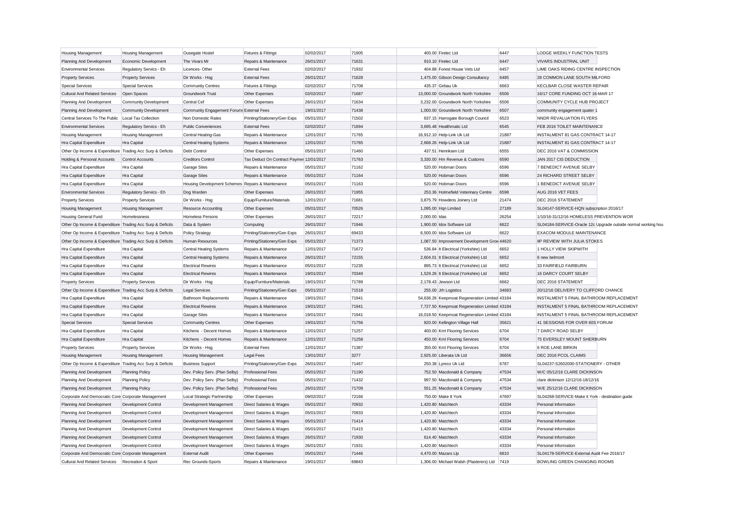| Housing Management | Housing Management | Ousegate Hostel | Fixtures & Fittings | 02/02/2017 | 71905 | 400.00 | Firelec Ltd | 6447 | LODGE WEEKLY FUNCTION TESTS |
|---|---|---|---|---|---|---|---|---|---|
| Planning And Development | Economic Development | The Vivars Mr | Repairs & Maintenance | 26/01/2017 | 71631 | 910.10 | Firelec Ltd | 6447 | VIVARS INDUSTRIAL UNIT |
| Environmental Services | Regulatory Servics - Eh | Licences- Other | External Fees | 02/02/2017 | 71932 | 404.88 | Forest House Vets Ltd | 6457 | LIME OAKS RIDING CENTRE INSPECTION |
| Property Services | Property Services | Dir Works - Hsg | External Fees | 26/01/2017 | 71628 | 1,475.00 | Gibson Design Consultancy | 6485 | 28 COMMON LANE SOUTH MILFORD |
| Special Services | Special Services | Community Centres | Fixtures & Fittings | 02/02/2017 | 71708 | 435.37 | Girbau Uk | 6663 | KECLBAR CLOSE WASTER REPAIR |
| Cultural And Related Services | Open Spaces | Groundwork Trust | Other Expenses | 02/02/2017 | 71687 | 13,000.00 | Groundwork North Yorkshire | 6506 | 16/17 CORE FUNDING OCT 16-MAR 17 |
| Planning And Development | Community Development | Central Cef | Other Expenses | 26/01/2017 | 71634 | 3,232.00 | Groundwork North Yorkshire | 6506 | COMMUNITY CYCLE HUB PROJECT |
| Planning And Development | Community Development | Community Engagement Forums | External Fees | 19/01/2017 | 71438 | 1,000.00 | Groundwork North Yorkshire | 6507 | community engagement quater 1 |
| Central Services To The Public | Local Tax Collection | Non Domestic Rates | Printing/Stationery/Gen Exps | 05/01/2017 | 71502 | 637.15 | Harrogate Borough Council | 6523 | NNDR REVALUATION FLYERS |
| Environmental Services | Regulatory Servics - Eh | Public Conveniences | External Fees | 02/02/2017 | 71694 | 3,695.48 | Healthmatic Ltd | 6545 | FEB 2016 TOILET MAINTENANCE |
| Housing Management | Housing Management | Central Heating-Gas | Repairs & Maintenance | 12/01/2017 | 71765 | 16,912.10 | Help-Link Uk Ltd | 21887 | INSTALMENT 81 GAS CONTRACT 14-17 |
| Hra Capital Expenditure | Hra Capital | Central Heating Systems | Repairs & Maintenance | 12/01/2017 | 71765 | 2,668.26 | Help-Link Uk Ltd | 21887 | INSTALMENT 81 GAS CONTRACT 14-17 |
| Other Op Income & Expenditure | Trading Acc Surp & Deficits | Debt Control | Other Expenses | 05/01/2017 | 71460 | 437.51 | Henriksen Ltd | 6555 | DEC 2016 VAT & COMMISSION |
| Holding & Personal Accounts | Control Accounts | Creditors Control | Tax Deduct On Contract Paymen | 12/01/2017 | 71763 | 3,330.00 | Hm Revenue & Customs | 6590 | JAN 2017 CIS DEDUCTION |
| Hra Capital Expenditure | Hra Capital | Garage Sites | Repairs & Maintenance | 05/01/2017 | 71162 | 520.00 | Hobman Doors | 6596 | 7 BENEDICT AVENUE SELBY |
| Hra Capital Expenditure | Hra Capital | Garage Sites | Repairs & Maintenance | 05/01/2017 | 71164 | 520.00 | Hobman Doors | 6596 | 24 RICHARD STREET SELBY |
| Hra Capital Expenditure | Hra Capital | Housing Development Schemes | Repairs & Maintenance | 05/01/2017 | 71163 | 520.00 | Hobman Doors | 6596 | 1 BENEDICT AVENUE SELBY |
| Environmental Services | Regulatory Servics - Eh | Dog Warden | Other Expenses | 26/01/2017 | 71955 | 253.36 | Holmefield Veterinary Centre | 6598 | AUG 2016 VET FEES |
| Property Services | Property Services | Dir Works - Hsg | Equip/Furniture/Materials | 12/01/2017 | 71681 | 3,875.79 | Howdens Joinery Ltd | 21474 | DEC 2016 STATEMENT |
| Housing Management | Housing Management | Resource Accounting | Other Expenses | 05/01/2017 | 70526 | 1,095.00 | Hqn Limited | 27189 | SL04147-SERVICE-HQN subscription 2016/17 |
| Housing General Fund | Homelessness | Homeless Persons | Other Expenses | 26/01/2017 | 72217 | 2,000.00 | Idas | 26254 | 1/10/16-31/12/16 HOMELESS PREVENTION WOR |
| Other Op Income & Expenditure | Trading Acc Surp & Deficits | Data & System | Computing | 26/01/2017 | 71946 | 1,900.00 | Idox Software Ltd | 6622 | SL04184-SERVICE-Oracle 12c Upgrade outside normal working hou |
| Other Op Income & Expenditure | Trading Acc Surp & Deficits | Policy Strategy | Printing/Stationery/Gen Exps | 26/01/2017 | 69433 | 6,500.00 | Idox Software Ltd | 6622 | EXACOM MODULE MAINTENANCE |
| Other Op Income & Expenditure | Trading Acc Surp & Deficits | Human Resources | Printing/Stationery/Gen Exps | 05/01/2017 | 71373 | 1,087.50 | Improvement Development Grov | 44620 | IIP REVIEW WITH JULIA STOKES |
| Hra Capital Expenditure | Hra Capital | Central Heating Systems | Repairs & Maintenance | 12/01/2017 | 71672 | 536.84 | It Electrical (Yorkshire) Ltd | 6652 | 1 HOLLY VIEW SKIPWITH |
| Hra Capital Expenditure | Hra Capital | Central Heating Systems | Repairs & Maintenance | 26/01/2017 | 72155 | 2,604.01 | It Electrical (Yorkshire) Ltd | 6652 | 6 new belmont |
| Hra Capital Expenditure | Hra Capital | Electrical Rewires | Repairs & Maintenance | 05/01/2017 | 71235 | 895.73 | It Electrical (Yorkshire) Ltd | 6652 | 33 FAIRFIELD FAIRBURN |
| Hra Capital Expenditure | Hra Capital | Electrical Rewires | Repairs & Maintenance | 19/01/2017 | 70349 | 1,529.26 | It Electrical (Yorkshire) Ltd | 6652 | 16 DARCY COURT SELBY |
| Property Services | Property Services | Dir Works - Hsg | Equip/Furniture/Materials | 19/01/2017 | 71789 | 2,178.43 | Jewson Ltd | 6662 | DEC 2016 STATEMENT |
| Other Op Income & Expenditure | Trading Acc Surp & Deficits | Legal Services | Printing/Stationery/Gen Exps | 05/01/2017 | 71518 | 255.00 | Jrh Logistics | 34683 | 20/12/16 DELIVERY TO CLIFFORD CHANCE |
| Hra Capital Expenditure | Hra Capital | Bathroom Replacements | Repairs & Maintenance | 19/01/2017 | 71941 | 54,636.26 | Keepmoat Regeneration Limited | 43184 | INSTALMENT 5 FINAL BATHROOM REPLACEMENT |
| Hra Capital Expenditure | Hra Capital | Electrical Rewires | Repairs & Maintenance | 19/01/2017 | 71941 | 7,727.50 | Keepmoat Regeneration Limited | 43184 | INSTALMENT 5 FINAL BATHROOM REPLACEMENT |
| Hra Capital Expenditure | Hra Capital | Garage Sites | Repairs & Maintenance | 19/01/2017 | 71941 | 16,018.50 | Keepmoat Regeneration Limited | 43184 | INSTALMENT 5 FINAL BATHROOM REPLACEMENT |
| Special Services | Special Services | Community Centres | Other Expenses | 19/01/2017 | 71756 | 820.00 | Kellington Village Hall | 35621 | 41 SESSIONS FOR OVER 60S FORUM |
| Hra Capital Expenditure | Hra Capital | Kitchens - Decent Homes | Repairs & Maintenance | 12/01/2017 | 71257 | 400.00 | Kml Flooring Services | 6704 | 7 DARCY ROAD SELBY |
| Hra Capital Expenditure | Hra Capital | Kitchens - Decent Homes | Repairs & Maintenance | 12/01/2017 | 71258 | 450.00 | Kml Flooring Services | 6704 | 75 EVERSLEY MOUNT SHERBURN |
| Property Services | Property Services | Dir Works - Hsg | External Fees | 12/01/2017 | 71387 | 350.00 | Kml Flooring Services | 6704 | 6 ROE LANE BIRKIN |
| Housing Management | Housing Management | Housing Management | Legal Fees | 13/01/2017 | 3277 | 2,925.00 | Liberata Uk Ltd | 36656 | DEC 2016 PCOL CLAIMS |
| Other Op Income & Expenditure | Trading Acc Surp & Deficits | Business Support | Printing/Stationery/Gen Exps | 26/01/2017 | 71467 | 250.38 | Lyreco Uk Ltd | 6787 | SL04237-S2602000-STATIONERY - OTHER |
| Planning And Development | Planning Policy | Dev. Policy Serv. (Plan Selby) | Professional Fees | 05/01/2017 | 71190 | 752.50 | Macdonald & Company | 47534 | W/C 05/12/16 CLARE DICKINSON |
| Planning And Development | Planning Policy | Dev. Policy Serv. (Plan Selby) | Professional Fees | 05/01/2017 | 71432 | 997.50 | Macdonald & Company | 47534 | clare dickinson 12/12/16-18/12/16 |
| Planning And Development | Planning Policy | Dev. Policy Serv. (Plan Selby) | Professional Fees | 26/01/2017 | 71709 | 551.25 | Macdonald & Company | 47534 | W/E 25/12/16 CLARE DICKINSON |
| Corporate And Democratic Core | Corporate Management | Local Strategic Partnership | Other Expenses | 09/02/2017 | 72166 | 750.00 | Make It York | 47697 | SL04268-SERVICE-Make it York - destination guide |
| Planning And Development | Development Control | Development Management | Direct Salaries & Wages | 05/01/2017 | 70932 | 1,420.80 | Matchtech | 43334 | Personal Information |
| Planning And Development | Development Control | Development Management | Direct Salaries & Wages | 05/01/2017 | 70933 | 1,420.80 | Matchtech | 43334 | Personal Information |
| Planning And Development | Development Control | Development Management | Direct Salaries & Wages | 05/01/2017 | 71414 | 1,420.80 | Matchtech | 43334 | Personal Information |
| Planning And Development | Development Control | Development Management | Direct Salaries & Wages | 05/01/2017 | 71415 | 1,420.80 | Matchtech | 43334 | Personal Information |
| Planning And Development | Development Control | Development Management | Direct Salaries & Wages | 26/01/2017 | 71930 | 614.40 | Matchtech | 43334 | Personal Information |
| Planning And Development | Development Control | Development Management | Direct Salaries & Wages | 26/01/2017 | 71931 | 1,420.80 | Matchtech | 43334 | Personal Information |
| Corporate And Democratic Core | Corporate Management | External Audit | Other Expenses | 05/01/2017 | 71446 | 4,470.00 | Mazars Llp | 6810 | SL04178-SERVICE-External Audit Fee 2016/17 |
| Cultural And Related Services | Recreation & Sport | Rec Grounds-Sports | Repairs & Maintenance | 19/01/2017 | 69843 | 1,306.00 | Michael Walsh (Plasterers) Ltd | 7419 | BOWLING GREEN CHANGING ROOMS |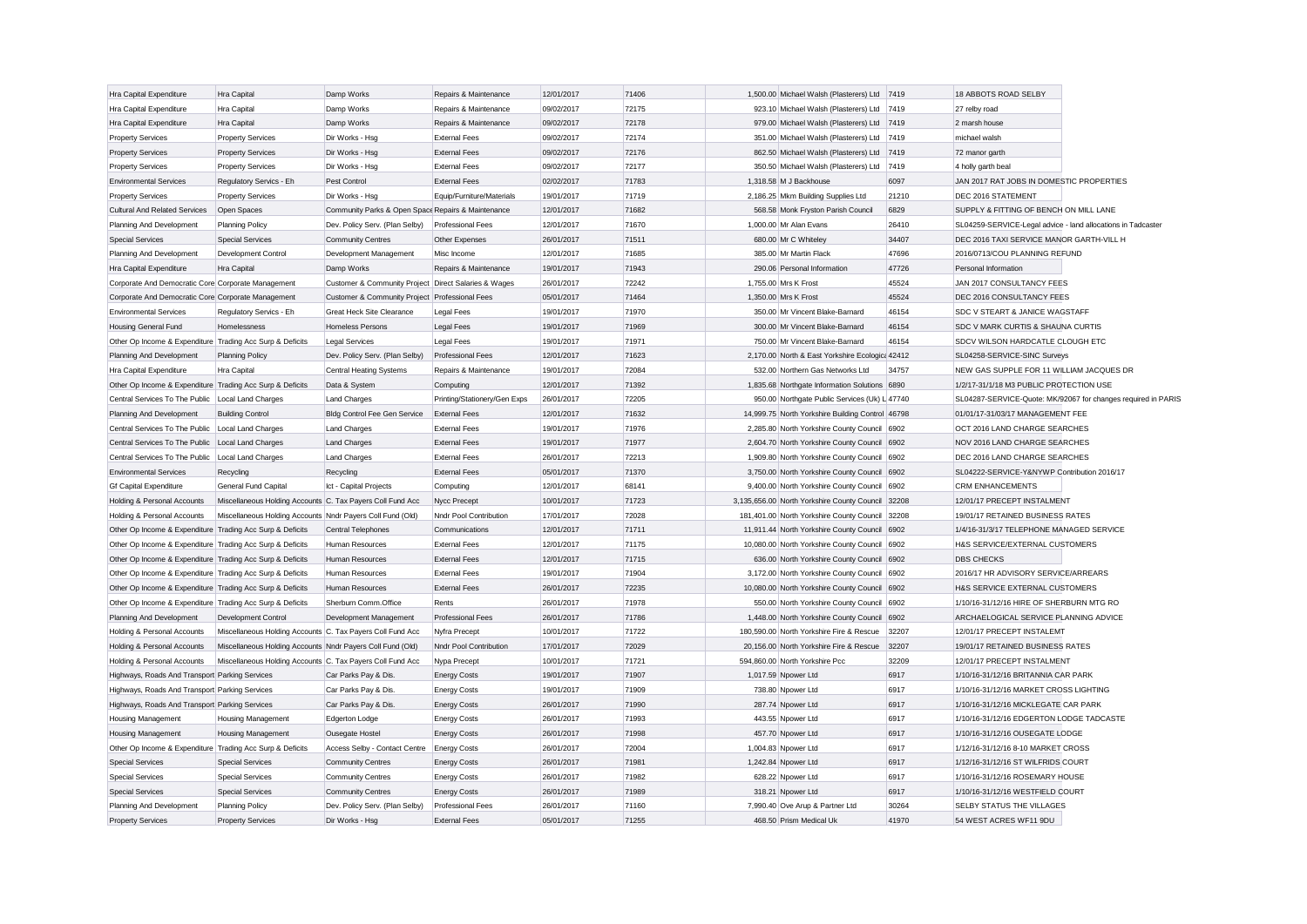| Hra Capital Expenditure | Hra Capital | Damp Works | Repairs & Maintenance | 12/01/2017 | 71406 | 1,500.00 | Michael Walsh (Plasterers) Ltd | 7419 | 18 ABBOTS ROAD SELBY |
|---|---|---|---|---|---|---|---|---|---|
| Hra Capital Expenditure | Hra Capital | Damp Works | Repairs & Maintenance | 09/02/2017 | 72175 | 923.10 | Michael Walsh (Plasterers) Ltd | 7419 | 27 relby road |
| Hra Capital Expenditure | Hra Capital | Damp Works | Repairs & Maintenance | 09/02/2017 | 72178 | 979.00 | Michael Walsh (Plasterers) Ltd | 7419 | 2 marsh house |
| Property Services | Property Services | Dir Works - Hsg | External Fees | 09/02/2017 | 72174 | 351.00 | Michael Walsh (Plasterers) Ltd | 7419 | michael walsh |
| Property Services | Property Services | Dir Works - Hsg | External Fees | 09/02/2017 | 72176 | 862.50 | Michael Walsh (Plasterers) Ltd | 7419 | 72 manor garth |
| Property Services | Property Services | Dir Works - Hsg | External Fees | 09/02/2017 | 72177 | 350.50 | Michael Walsh (Plasterers) Ltd | 7419 | 4 holly garth beal |
| Environmental Services | Regulatory Servics - Eh | Pest Control | External Fees | 02/02/2017 | 71783 | 1,318.58 | M J Backhouse | 6097 | JAN 2017 RAT JOBS IN DOMESTIC PROPERTIES |
| Property Services | Property Services | Dir Works - Hsg | Equip/Furniture/Materials | 19/01/2017 | 71719 | 2,186.25 | Mkm Building Supplies Ltd | 21210 | DEC 2016 STATEMENT |
| Cultural And Related Services | Open Spaces | Community Parks & Open Space | Repairs & Maintenance | 12/01/2017 | 71682 | 568.58 | Monk Fryston Parish Council | 6829 | SUPPLY & FITTING OF BENCH ON MILL LANE |
| Planning And Development | Planning Policy | Dev. Policy Serv. (Plan Selby) | Professional Fees | 12/01/2017 | 71670 | 1,000.00 | Mr Alan Evans | 26410 | SL04259-SERVICE-Legal advice - land allocations in Tadcaster |
| Special Services | Special Services | Community Centres | Other Expenses | 26/01/2017 | 71511 | 680.00 | Mr C Whiteley | 34407 | DEC 2016 TAXI SERVICE MANOR GARTH-VILL H |
| Planning And Development | Development Control | Development Management | Misc Income | 12/01/2017 | 71685 | 385.00 | Mr Martin Flack | 47696 | 2016/0713/COU PLANNING REFUND |
| Hra Capital Expenditure | Hra Capital | Damp Works | Repairs & Maintenance | 19/01/2017 | 71943 | 290.06 | Personal Information | 47726 | Personal Information |
| Corporate And Democratic Core | Corporate Management | Customer & Community Project | Direct Salaries & Wages | 26/01/2017 | 72242 | 1,755.00 | Mrs K Frost | 45524 | JAN 2017 CONSULTANCY FEES |
| Corporate And Democratic Core | Corporate Management | Customer & Community Project | Professional Fees | 05/01/2017 | 71464 | 1,350.00 | Mrs K Frost | 45524 | DEC 2016 CONSULTANCY FEES |
| Environmental Services | Regulatory Servics - Eh | Great Heck Site Clearance | Legal Fees | 19/01/2017 | 71970 | 350.00 | Mr Vincent Blake-Barnard | 46154 | SDC V STEART & JANICE WAGSTAFF |
| Housing General Fund | Homelessness | Homeless Persons | Legal Fees | 19/01/2017 | 71969 | 300.00 | Mr Vincent Blake-Barnard | 46154 | SDC V MARK CURTIS & SHAUNA CURTIS |
| Other Op Income & Expenditure | Trading Acc Surp & Deficits | Legal Services | Legal Fees | 19/01/2017 | 71971 | 750.00 | Mr Vincent Blake-Barnard | 46154 | SDCV WILSON HARDCATLE CLOUGH ETC |
| Planning And Development | Planning Policy | Dev. Policy Serv. (Plan Selby) | Professional Fees | 12/01/2017 | 71623 | 2,170.00 | North & East Yorkshire Ecologica | 42412 | SL04258-SERVICE-SINC Surveys |
| Hra Capital Expenditure | Hra Capital | Central Heating Systems | Repairs & Maintenance | 19/01/2017 | 72084 | 532.00 | Northern Gas Networks Ltd | 34757 | NEW GAS SUPPLE FOR 11 WILLIAM JACQUES DR |
| Other Op Income & Expenditure | Trading Acc Surp & Deficits | Data & System | Computing | 12/01/2017 | 71392 | 1,835.68 | Northgate Information Solutions | 6890 | 1/2/17-31/1/18 M3 PUBLIC PROTECTION USE |
| Central Services To The Public | Local Land Charges | Land Charges | Printing/Stationery/Gen Exps | 26/01/2017 | 72205 | 950.00 | Northgate Public Services (Uk) L | 47740 | SL04287-SERVICE-Quote: MK/92067 for changes required in PARIS |
| Planning And Development | Building Control | Bldg Control Fee Gen Service | External Fees | 12/01/2017 | 71632 | 14,999.75 | North Yorkshire Building Control | 46798 | 01/01/17-31/03/17 MANAGEMENT FEE |
| Central Services To The Public | Local Land Charges | Land Charges | External Fees | 19/01/2017 | 71976 | 2,285.80 | North Yorkshire County Council | 6902 | OCT 2016 LAND CHARGE SEARCHES |
| Central Services To The Public | Local Land Charges | Land Charges | External Fees | 19/01/2017 | 71977 | 2,604.70 | North Yorkshire County Council | 6902 | NOV 2016 LAND CHARGE SEARCHES |
| Central Services To The Public | Local Land Charges | Land Charges | External Fees | 26/01/2017 | 72213 | 1,909.80 | North Yorkshire County Council | 6902 | DEC 2016 LAND CHARGE SEARCHES |
| Environmental Services | Recycling | Recycling | External Fees | 05/01/2017 | 71370 | 3,750.00 | North Yorkshire County Council | 6902 | SL04222-SERVICE-Y&NYWP Contribution 2016/17 |
| Gf Capital Expenditure | General Fund Capital | Ict - Capital Projects | Computing | 12/01/2017 | 68141 | 9,400.00 | North Yorkshire County Council | 6902 | CRM ENHANCEMENTS |
| Holding & Personal Accounts | Miscellaneous Holding Accounts | C. Tax Payers Coll Fund Acc | Nycc Precept | 10/01/2017 | 71723 | 3,135,656.00 | North Yorkshire County Council | 32208 | 12/01/17 PRECEPT INSTALMENT |
| Holding & Personal Accounts | Miscellaneous Holding Accounts | Nndr Payers Coll Fund (Old) | Nndr Pool Contribution | 17/01/2017 | 72028 | 181,401.00 | North Yorkshire County Council | 32208 | 19/01/17 RETAINED BUSINESS RATES |
| Other Op Income & Expenditure | Trading Acc Surp & Deficits | Central Telephones | Communications | 12/01/2017 | 71711 | 11,911.44 | North Yorkshire County Council | 6902 | 1/4/16-31/3/17 TELEPHONE MANAGED SERVICE |
| Other Op Income & Expenditure | Trading Acc Surp & Deficits | Human Resources | External Fees | 12/01/2017 | 71175 | 10,080.00 | North Yorkshire County Council | 6902 | H&S SERVICE/EXTERNAL CUSTOMERS |
| Other Op Income & Expenditure | Trading Acc Surp & Deficits | Human Resources | External Fees | 12/01/2017 | 71715 | 636.00 | North Yorkshire County Council | 6902 | DBS CHECKS |
| Other Op Income & Expenditure | Trading Acc Surp & Deficits | Human Resources | External Fees | 19/01/2017 | 71904 | 3,172.00 | North Yorkshire County Council | 6902 | 2016/17 HR ADVISORY SERVICE/ARREARS |
| Other Op Income & Expenditure | Trading Acc Surp & Deficits | Human Resources | External Fees | 26/01/2017 | 72235 | 10,080.00 | North Yorkshire County Council | 6902 | H&S SERVICE EXTERNAL CUSTOMERS |
| Other Op Income & Expenditure | Trading Acc Surp & Deficits | Sherburn Comm.Office | Rents | 26/01/2017 | 71978 | 550.00 | North Yorkshire County Council | 6902 | 1/10/16-31/12/16 HIRE OF SHERBURN MTG RO |
| Planning And Development | Development Control | Development Management | Professional Fees | 26/01/2017 | 71786 | 1,448.00 | North Yorkshire County Council | 6902 | ARCHAEOLOGICAL SERVICE PLANNING ADVICE |
| Holding & Personal Accounts | Miscellaneous Holding Accounts | C. Tax Payers Coll Fund Acc | Nyfra Precept | 10/01/2017 | 71722 | 180,590.00 | North Yorkshire Fire & Rescue | 32207 | 12/01/17 PRECEPT INSTALEMT |
| Holding & Personal Accounts | Miscellaneous Holding Accounts | Nndr Payers Coll Fund (Old) | Nndr Pool Contribution | 17/01/2017 | 72029 | 20,156.00 | North Yorkshire Fire & Rescue | 32207 | 19/01/17 RETAINED BUSINESS RATES |
| Holding & Personal Accounts | Miscellaneous Holding Accounts | C. Tax Payers Coll Fund Acc | Nypa Precept | 10/01/2017 | 71721 | 594,860.00 | North Yorkshire Pcc | 32209 | 12/01/17 PRECEPT INSTALMENT |
| Highways, Roads And Transport | Parking Services | Car Parks Pay & Dis. | Energy Costs | 19/01/2017 | 71907 | 1,017.59 | Npower Ltd | 6917 | 1/10/16-31/12/16 BRITANNIA CAR PARK |
| Highways, Roads And Transport | Parking Services | Car Parks Pay & Dis. | Energy Costs | 19/01/2017 | 71909 | 738.80 | Npower Ltd | 6917 | 1/10/16-31/12/16 MARKET CROSS LIGHTING |
| Highways, Roads And Transport | Parking Services | Car Parks Pay & Dis. | Energy Costs | 26/01/2017 | 71990 | 287.74 | Npower Ltd | 6917 | 1/10/16-31/12/16 MICKLEGATE CAR PARK |
| Housing Management | Housing Management | Edgerton Lodge | Energy Costs | 26/01/2017 | 71993 | 443.55 | Npower Ltd | 6917 | 1/10/16-31/12/16 EDGERTON LODGE TADCASTE |
| Housing Management | Housing Management | Ousegate Hostel | Energy Costs | 26/01/2017 | 71998 | 457.70 | Npower Ltd | 6917 | 1/10/16-31/12/16 OUSEGATE LODGE |
| Other Op Income & Expenditure | Trading Acc Surp & Deficits | Access Selby - Contact Centre | Energy Costs | 26/01/2017 | 72004 | 1,004.83 | Npower Ltd | 6917 | 1/12/16-31/12/16 8-10 MARKET CROSS |
| Special Services | Special Services | Community Centres | Energy Costs | 26/01/2017 | 71981 | 1,242.84 | Npower Ltd | 6917 | 1/12/16-31/12/16 ST WILFRIDS COURT |
| Special Services | Special Services | Community Centres | Energy Costs | 26/01/2017 | 71982 | 628.22 | Npower Ltd | 6917 | 1/10/16-31/12/16 ROSEMARY HOUSE |
| Special Services | Special Services | Community Centres | Energy Costs | 26/01/2017 | 71989 | 318.21 | Npower Ltd | 6917 | 1/10/16-31/12/16 WESTFIELD COURT |
| Planning And Development | Planning Policy | Dev. Policy Serv. (Plan Selby) | Professional Fees | 26/01/2017 | 71160 | 7,990.40 | Ove Arup & Partner Ltd | 30264 | SELBY STATUS THE VILLAGES |
| Property Services | Property Services | Dir Works - Hsg | External Fees | 05/01/2017 | 71255 | 468.50 | Prism Medical Uk | 41970 | 54 WEST ACRES WF11 9DU |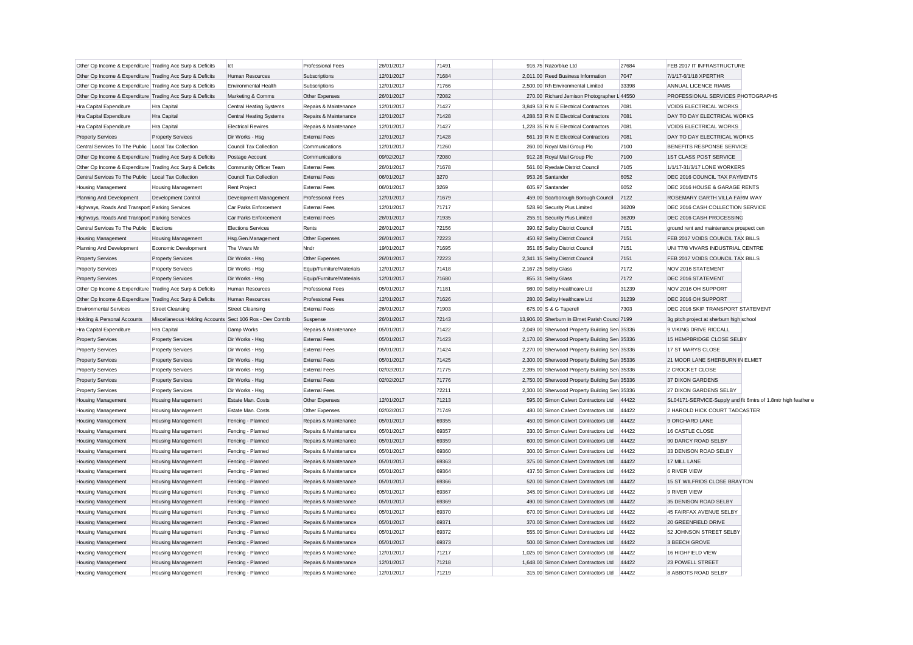| | | | | | | | | | |
|---|---|---|---|---|---|---|---|---|---|
| Other Op Income & Expenditure | Trading Acc Surp & Deficits | Ict | Professional Fees | 26/01/2017 | 71491 | 916.75 | Razorblue Ltd | 27684 | FEB 2017 IT INFRASTRUCTURE |
| Other Op Income & Expenditure | Trading Acc Surp & Deficits | Human Resources | Subscriptions | 12/01/2017 | 71684 | 2,011.00 | Reed Business Information | 7047 | 7/1/17-6/1/18 XPERTHR |
| Other Op Income & Expenditure | Trading Acc Surp & Deficits | Environmental Health | Subscriptions | 12/01/2017 | 71766 | 2,500.00 | Rh Environmental Limited | 33398 | ANNUAL LICENCE RIAMS |
| Other Op Income & Expenditure | Trading Acc Surp & Deficits | Marketing & Comms | Other Expenses | 26/01/2017 | 72082 | 270.00 | Richard Jemison Photographer L | 44550 | PROFESSIONAL SERVICES PHOTOGRAPHS |
| Hra Capital Expenditure | Hra Capital | Central Heating Systems | Repairs & Maintenance | 12/01/2017 | 71427 | 3,849.53 | R N E Electrical Contractors | 7081 | VOIDS ELECTRICAL WORKS |
| Hra Capital Expenditure | Hra Capital | Central Heating Systems | Repairs & Maintenance | 12/01/2017 | 71428 | 4,288.53 | R N E Electrical Contractors | 7081 | DAY TO DAY ELECTRICAL WORKS |
| Hra Capital Expenditure | Hra Capital | Electrical Rewires | Repairs & Maintenance | 12/01/2017 | 71427 | 1,228.35 | R N E Electrical Contractors | 7081 | VOIDS ELECTRICAL WORKS |
| Property Services | Property Services | Dir Works - Hsg | External Fees | 12/01/2017 | 71428 | 561.19 | R N E Electrical Contractors | 7081 | DAY TO DAY ELECTRICAL WORKS |
| Central Services To The Public | Local Tax Collection | Council Tax Collection | Communications | 12/01/2017 | 71260 | 260.00 | Royal Mail Group Plc | 7100 | BENEFITS RESPONSE SERVICE |
| Other Op Income & Expenditure | Trading Acc Surp & Deficits | Postage Account | Communications | 09/02/2017 | 72080 | 912.28 | Royal Mail Group Plc | 7100 | 1ST CLASS POST SERVICE |
| Other Op Income & Expenditure | Trading Acc Surp & Deficits | Community Officer Team | External Fees | 26/01/2017 | 71678 | 561.60 | Ryedale District Council | 7105 | 1/1/17-31/3/17 LONE WORKERS |
| Central Services To The Public | Local Tax Collection | Council Tax Collection | External Fees | 06/01/2017 | 3270 | 953.26 | Santander | 6052 | DEC 2016 COUNCIL TAX PAYMENTS |
| Housing Management | Housing Management | Rent Project | External Fees | 06/01/2017 | 3269 | 605.97 | Santander | 6052 | DEC 2016 HOUSE & GARAGE RENTS |
| Planning And Development | Development Control | Development Management | Professional Fees | 12/01/2017 | 71679 | 459.00 | Scarborough Borough Council | 7122 | ROSEMARY GARTH VILLA FARM WAY |
| Highways, Roads And Transport | Parking Services | Car Parks Enforcement | External Fees | 12/01/2017 | 71717 | 528.90 | Security Plus Limited | 36209 | DEC 2016 CASH COLLECTION SERVICE |
| Highways, Roads And Transport | Parking Services | Car Parks Enforcement | External Fees | 26/01/2017 | 71935 | 255.91 | Security Plus Limited | 36209 | DEC 2016 CASH PROCESSING |
| Central Services To The Public | Elections | Elections Services | Rents | 26/01/2017 | 72156 | 390.62 | Selby District Council | 7151 | ground rent and maintenance prospect cen |
| Housing Management | Housing Management | Hsg.Gen.Management | Other Expenses | 26/01/2017 | 72223 | 450.92 | Selby District Council | 7151 | FEB 2017 VOIDS COUNCIL TAX BILLS |
| Planning And Development | Economic Development | The Vivars Mr | Nndr | 19/01/2017 | 71695 | 351.85 | Selby District Council | 7151 | UNI T7/8 VIVARS INDUSTRIAL CENTRE |
| Property Services | Property Services | Dir Works - Hsg | Other Expenses | 26/01/2017 | 72223 | 2,341.15 | Selby District Council | 7151 | FEB 2017 VOIDS COUNCIL TAX BILLS |
| Property Services | Property Services | Dir Works - Hsg | Equip/Furniture/Materials | 12/01/2017 | 71418 | 2,167.25 | Selby Glass | 7172 | NOV 2016 STATEMENT |
| Property Services | Property Services | Dir Works - Hsg | Equip/Furniture/Materials | 12/01/2017 | 71680 | 855.31 | Selby Glass | 7172 | DEC 2016 STATEMENT |
| Other Op Income & Expenditure | Trading Acc Surp & Deficits | Human Resources | Professional Fees | 05/01/2017 | 71181 | 980.00 | Selby Healthcare Ltd | 31239 | NOV 2016 OH SUPPORT |
| Other Op Income & Expenditure | Trading Acc Surp & Deficits | Human Resources | Professional Fees | 12/01/2017 | 71626 | 280.00 | Selby Healthcare Ltd | 31239 | DEC 2016 OH SUPPORT |
| Environmental Services | Street Cleansing | Street Cleansing | External Fees | 26/01/2017 | 71903 | 675.00 | S & G Taperell | 7303 | DEC 2016 SKIP TRANSPORT STATEMENT |
| Holding & Personal Accounts | Miscellaneous Holding Accounts | Sect 106 Ros - Dev Contrib | Suspense | 26/01/2017 | 72143 | 13,906.00 | Sherburn In Elmet Parish Counci | 7199 | 3g pitch project at sherburn high school |
| Hra Capital Expenditure | Hra Capital | Damp Works | Repairs & Maintenance | 05/01/2017 | 71422 | 2,049.00 | Sherwood Property Building Serv | 35336 | 9 VIKING DRIVE RICCALL |
| Property Services | Property Services | Dir Works - Hsg | External Fees | 05/01/2017 | 71423 | 2,170.00 | Sherwood Property Building Serv | 35336 | 15 HEMPBRIDGE CLOSE SELBY |
| Property Services | Property Services | Dir Works - Hsg | External Fees | 05/01/2017 | 71424 | 2,270.00 | Sherwood Property Building Serv | 35336 | 17 ST MARYS CLOSE |
| Property Services | Property Services | Dir Works - Hsg | External Fees | 05/01/2017 | 71425 | 2,300.00 | Sherwood Property Building Serv | 35336 | 21 MOOR LANE SHERBURN IN ELMET |
| Property Services | Property Services | Dir Works - Hsg | External Fees | 02/02/2017 | 71775 | 2,395.00 | Sherwood Property Building Serv | 35336 | 2 CROCKET CLOSE |
| Property Services | Property Services | Dir Works - Hsg | External Fees | 02/02/2017 | 71776 | 2,750.00 | Sherwood Property Building Serv | 35336 | 37 DIXON GARDENS |
| Property Services | Property Services | Dir Works - Hsg | External Fees | | 72211 | 2,300.00 | Sherwood Property Building Serv | 35336 | 27 DIXON GARDENS SELBY |
| Housing Management | Housing Management | Estate Man. Costs | Other Expenses | 12/01/2017 | 71213 | 595.00 | Simon Calvert Contractors Ltd | 44422 | SL04171-SERVICE-Supply and fit 6mtrs of 1.8mtr high feather e |
| Housing Management | Housing Management | Estate Man. Costs | Other Expenses | 02/02/2017 | 71749 | 480.00 | Simon Calvert Contractors Ltd | 44422 | 2 HAROLD HICK COURT TADCASTER |
| Housing Management | Housing Management | Fencing - Planned | Repairs & Maintenance | 05/01/2017 | 69355 | 450.00 | Simon Calvert Contractors Ltd | 44422 | 9 ORCHARD LANE |
| Housing Management | Housing Management | Fencing - Planned | Repairs & Maintenance | 05/01/2017 | 69357 | 330.00 | Simon Calvert Contractors Ltd | 44422 | 16 CASTLE CLOSE |
| Housing Management | Housing Management | Fencing - Planned | Repairs & Maintenance | 05/01/2017 | 69359 | 600.00 | Simon Calvert Contractors Ltd | 44422 | 90 DARCY ROAD SELBY |
| Housing Management | Housing Management | Fencing - Planned | Repairs & Maintenance | 05/01/2017 | 69360 | 300.00 | Simon Calvert Contractors Ltd | 44422 | 33 DENISON ROAD SELBY |
| Housing Management | Housing Management | Fencing - Planned | Repairs & Maintenance | 05/01/2017 | 69363 | 375.00 | Simon Calvert Contractors Ltd | 44422 | 17 MILL LANE |
| Housing Management | Housing Management | Fencing - Planned | Repairs & Maintenance | 05/01/2017 | 69364 | 437.50 | Simon Calvert Contractors Ltd | 44422 | 6 RIVER VIEW |
| Housing Management | Housing Management | Fencing - Planned | Repairs & Maintenance | 05/01/2017 | 69366 | 520.00 | Simon Calvert Contractors Ltd | 44422 | 15 ST WILFRIDS CLOSE BRAYTON |
| Housing Management | Housing Management | Fencing - Planned | Repairs & Maintenance | 05/01/2017 | 69367 | 345.00 | Simon Calvert Contractors Ltd | 44422 | 9 RIVER VIEW |
| Housing Management | Housing Management | Fencing - Planned | Repairs & Maintenance | 05/01/2017 | 69369 | 490.00 | Simon Calvert Contractors Ltd | 44422 | 35 DENISON ROAD SELBY |
| Housing Management | Housing Management | Fencing - Planned | Repairs & Maintenance | 05/01/2017 | 69370 | 670.00 | Simon Calvert Contractors Ltd | 44422 | 45 FAIRFAX AVENUE SELBY |
| Housing Management | Housing Management | Fencing - Planned | Repairs & Maintenance | 05/01/2017 | 69371 | 370.00 | Simon Calvert Contractors Ltd | 44422 | 20 GREENFIELD DRIVE |
| Housing Management | Housing Management | Fencing - Planned | Repairs & Maintenance | 05/01/2017 | 69372 | 555.00 | Simon Calvert Contractors Ltd | 44422 | 52 JOHNSON STREET SELBY |
| Housing Management | Housing Management | Fencing - Planned | Repairs & Maintenance | 05/01/2017 | 69373 | 500.00 | Simon Calvert Contractors Ltd | 44422 | 3 BEECH GROVE |
| Housing Management | Housing Management | Fencing - Planned | Repairs & Maintenance | 12/01/2017 | 71217 | 1,025.00 | Simon Calvert Contractors Ltd | 44422 | 16 HIGHFIELD VIEW |
| Housing Management | Housing Management | Fencing - Planned | Repairs & Maintenance | 12/01/2017 | 71218 | 1,648.00 | Simon Calvert Contractors Ltd | 44422 | 23 POWELL STREET |
| Housing Management | Housing Management | Fencing - Planned | Repairs & Maintenance | 12/01/2017 | 71219 | 315.00 | Simon Calvert Contractors Ltd | 44422 | 8 ABBOTS ROAD SELBY |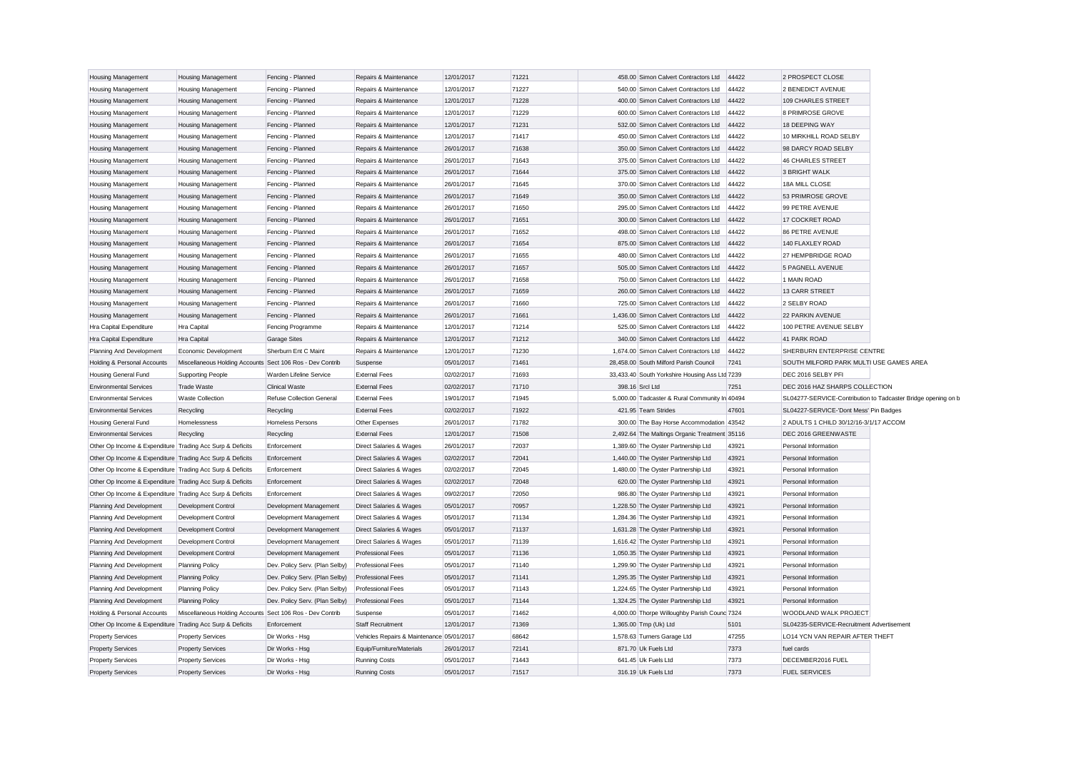| | | | | | | | | | |
|---|---|---|---|---|---|---|---|---|---|
| Housing Management | Housing Management | Fencing - Planned | Repairs & Maintenance | 12/01/2017 | 71221 | 458.00 | Simon Calvert Contractors Ltd | 44422 | 2 PROSPECT CLOSE |
| Housing Management | Housing Management | Fencing - Planned | Repairs & Maintenance | 12/01/2017 | 71227 | 540.00 | Simon Calvert Contractors Ltd | 44422 | 2 BENEDICT AVENUE |
| Housing Management | Housing Management | Fencing - Planned | Repairs & Maintenance | 12/01/2017 | 71228 | 400.00 | Simon Calvert Contractors Ltd | 44422 | 109 CHARLES STREET |
| Housing Management | Housing Management | Fencing - Planned | Repairs & Maintenance | 12/01/2017 | 71229 | 600.00 | Simon Calvert Contractors Ltd | 44422 | 8 PRIMROSE GROVE |
| Housing Management | Housing Management | Fencing - Planned | Repairs & Maintenance | 12/01/2017 | 71231 | 532.00 | Simon Calvert Contractors Ltd | 44422 | 18 DEEPING WAY |
| Housing Management | Housing Management | Fencing - Planned | Repairs & Maintenance | 12/01/2017 | 71417 | 450.00 | Simon Calvert Contractors Ltd | 44422 | 10 MIRKHILL ROAD SELBY |
| Housing Management | Housing Management | Fencing - Planned | Repairs & Maintenance | 26/01/2017 | 71638 | 350.00 | Simon Calvert Contractors Ltd | 44422 | 98 DARCY ROAD SELBY |
| Housing Management | Housing Management | Fencing - Planned | Repairs & Maintenance | 26/01/2017 | 71643 | 375.00 | Simon Calvert Contractors Ltd | 44422 | 46 CHARLES STREET |
| Housing Management | Housing Management | Fencing - Planned | Repairs & Maintenance | 26/01/2017 | 71644 | 375.00 | Simon Calvert Contractors Ltd | 44422 | 3 BRIGHT WALK |
| Housing Management | Housing Management | Fencing - Planned | Repairs & Maintenance | 26/01/2017 | 71645 | 370.00 | Simon Calvert Contractors Ltd | 44422 | 18A MILL CLOSE |
| Housing Management | Housing Management | Fencing - Planned | Repairs & Maintenance | 26/01/2017 | 71649 | 350.00 | Simon Calvert Contractors Ltd | 44422 | 53 PRIMROSE GROVE |
| Housing Management | Housing Management | Fencing - Planned | Repairs & Maintenance | 26/01/2017 | 71650 | 295.00 | Simon Calvert Contractors Ltd | 44422 | 99 PETRE AVENUE |
| Housing Management | Housing Management | Fencing - Planned | Repairs & Maintenance | 26/01/2017 | 71651 | 300.00 | Simon Calvert Contractors Ltd | 44422 | 17 COCKRET ROAD |
| Housing Management | Housing Management | Fencing - Planned | Repairs & Maintenance | 26/01/2017 | 71652 | 498.00 | Simon Calvert Contractors Ltd | 44422 | 86 PETRE AVENUE |
| Housing Management | Housing Management | Fencing - Planned | Repairs & Maintenance | 26/01/2017 | 71654 | 875.00 | Simon Calvert Contractors Ltd | 44422 | 140 FLAXLEY ROAD |
| Housing Management | Housing Management | Fencing - Planned | Repairs & Maintenance | 26/01/2017 | 71655 | 480.00 | Simon Calvert Contractors Ltd | 44422 | 27 HEMPBRIDGE ROAD |
| Housing Management | Housing Management | Fencing - Planned | Repairs & Maintenance | 26/01/2017 | 71657 | 505.00 | Simon Calvert Contractors Ltd | 44422 | 5 PAGNELL AVENUE |
| Housing Management | Housing Management | Fencing - Planned | Repairs & Maintenance | 26/01/2017 | 71658 | 750.00 | Simon Calvert Contractors Ltd | 44422 | 1 MAIN ROAD |
| Housing Management | Housing Management | Fencing - Planned | Repairs & Maintenance | 26/01/2017 | 71659 | 260.00 | Simon Calvert Contractors Ltd | 44422 | 13 CARR STREET |
| Housing Management | Housing Management | Fencing - Planned | Repairs & Maintenance | 26/01/2017 | 71660 | 725.00 | Simon Calvert Contractors Ltd | 44422 | 2 SELBY ROAD |
| Housing Management | Housing Management | Fencing - Planned | Repairs & Maintenance | 26/01/2017 | 71661 | 1,436.00 | Simon Calvert Contractors Ltd | 44422 | 22 PARKIN AVENUE |
| Hra Capital Expenditure | Hra Capital | Fencing Programme | Repairs & Maintenance | 12/01/2017 | 71214 | 525.00 | Simon Calvert Contractors Ltd | 44422 | 100 PETRE AVENUE SELBY |
| Hra Capital Expenditure | Hra Capital | Garage Sites | Repairs & Maintenance | 12/01/2017 | 71212 | 340.00 | Simon Calvert Contractors Ltd | 44422 | 41 PARK ROAD |
| Planning And Development | Economic Development | Sherburn Ent C Maint | Repairs & Maintenance | 12/01/2017 | 71230 | 1,674.00 | Simon Calvert Contractors Ltd | 44422 | SHERBURN ENTERPRISE CENTRE |
| Holding & Personal Accounts | Miscellaneous Holding Accounts | Sect 106 Ros - Dev Contrib | Suspense | 05/01/2017 | 71461 | 28,458.00 | South Milford Parish Council | 7241 | SOUTH MILFORD PARK MULTI USE GAMES AREA |
| Housing General Fund | Supporting People | Warden Lifeline Service | External Fees | 02/02/2017 | 71693 | 33,433.40 | South Yorkshire Housing Ass Ltd | 7239 | DEC 2016 SELBY PFI |
| Environmental Services | Trade Waste | Clinical Waste | External Fees | 02/02/2017 | 71710 | 398.16 | Srcl Ltd | 7251 | DEC 2016 HAZ SHARPS COLLECTION |
| Environmental Services | Waste Collection | Refuse Collection General | External Fees | 19/01/2017 | 71945 | 5,000.00 | Tadcaster & Rural Community In | 40494 | SL04277-SERVICE-Contribution to Tadcaster Bridge opening on b |
| Environmental Services | Recycling | Recycling | External Fees | 02/02/2017 | 71922 | 421.95 | Team Strides | 47601 | SL04227-SERVICE-'Dont Mess' Pin Badges |
| Housing General Fund | Homelessness | Homeless Persons | Other Expenses | 26/01/2017 | 71782 | 300.00 | The Bay Horse Accommodation | 43542 | 2 ADULTS 1 CHILD 30/12/16-3/1/17 ACCOM |
| Environmental Services | Recycling | Recycling | External Fees | 12/01/2017 | 71508 | 2,492.64 | The Maltings Organic Treatment | 35116 | DEC 2016 GREENWASTE |
| Other Op Income & Expenditure | Trading Acc Surp & Deficits | Enforcement | Direct Salaries & Wages | 26/01/2017 | 72037 | 1,389.60 | The Oyster Partnership Ltd | 43921 | Personal Information |
| Other Op Income & Expenditure | Trading Acc Surp & Deficits | Enforcement | Direct Salaries & Wages | 02/02/2017 | 72041 | 1,440.00 | The Oyster Partnership Ltd | 43921 | Personal Information |
| Other Op Income & Expenditure | Trading Acc Surp & Deficits | Enforcement | Direct Salaries & Wages | 02/02/2017 | 72045 | 1,480.00 | The Oyster Partnership Ltd | 43921 | Personal Information |
| Other Op Income & Expenditure | Trading Acc Surp & Deficits | Enforcement | Direct Salaries & Wages | 02/02/2017 | 72048 | 620.00 | The Oyster Partnership Ltd | 43921 | Personal Information |
| Other Op Income & Expenditure | Trading Acc Surp & Deficits | Enforcement | Direct Salaries & Wages | 09/02/2017 | 72050 | 986.80 | The Oyster Partnership Ltd | 43921 | Personal Information |
| Planning And Development | Development Control | Development Management | Direct Salaries & Wages | 05/01/2017 | 70957 | 1,228.50 | The Oyster Partnership Ltd | 43921 | Personal Information |
| Planning And Development | Development Control | Development Management | Direct Salaries & Wages | 05/01/2017 | 71134 | 1,284.36 | The Oyster Partnership Ltd | 43921 | Personal Information |
| Planning And Development | Development Control | Development Management | Direct Salaries & Wages | 05/01/2017 | 71137 | 1,631.28 | The Oyster Partnership Ltd | 43921 | Personal Information |
| Planning And Development | Development Control | Development Management | Direct Salaries & Wages | 05/01/2017 | 71139 | 1,616.42 | The Oyster Partnership Ltd | 43921 | Personal Information |
| Planning And Development | Development Control | Development Management | Professional Fees | 05/01/2017 | 71136 | 1,050.35 | The Oyster Partnership Ltd | 43921 | Personal Information |
| Planning And Development | Planning Policy | Dev. Policy Serv. (Plan Selby) | Professional Fees | 05/01/2017 | 71140 | 1,299.90 | The Oyster Partnership Ltd | 43921 | Personal Information |
| Planning And Development | Planning Policy | Dev. Policy Serv. (Plan Selby) | Professional Fees | 05/01/2017 | 71141 | 1,295.35 | The Oyster Partnership Ltd | 43921 | Personal Information |
| Planning And Development | Planning Policy | Dev. Policy Serv. (Plan Selby) | Professional Fees | 05/01/2017 | 71143 | 1,224.65 | The Oyster Partnership Ltd | 43921 | Personal Information |
| Planning And Development | Planning Policy | Dev. Policy Serv. (Plan Selby) | Professional Fees | 05/01/2017 | 71144 | 1,324.25 | The Oyster Partnership Ltd | 43921 | Personal Information |
| Holding & Personal Accounts | Miscellaneous Holding Accounts | Sect 106 Ros - Dev Contrib | Suspense | 05/01/2017 | 71462 | 4,000.00 | Thorpe Willoughby Parish Counc | 7324 | WOODLAND WALK PROJECT |
| Other Op Income & Expenditure | Trading Acc Surp & Deficits | Enforcement | Staff Recruitment | 12/01/2017 | 71369 | 1,365.00 | Tmp (Uk) Ltd | 5101 | SL04235-SERVICE-Recruitment Advertisement |
| Property Services | Property Services | Dir Works - Hsg | Vehicles Repairs & Maintenance | 05/01/2017 | 68642 | 1,578.63 | Turners Garage Ltd | 47255 | LO14 YCN VAN REPAIR AFTER THEFT |
| Property Services | Property Services | Dir Works - Hsg | Equip/Furniture/Materials | 26/01/2017 | 72141 | 871.70 | Uk Fuels Ltd | 7373 | fuel cards |
| Property Services | Property Services | Dir Works - Hsg | Running Costs | 05/01/2017 | 71443 | 641.45 | Uk Fuels Ltd | 7373 | DECEMBER2016 FUEL |
| Property Services | Property Services | Dir Works - Hsg | Running Costs | 05/01/2017 | 71517 | 316.19 | Uk Fuels Ltd | 7373 | FUEL SERVICES |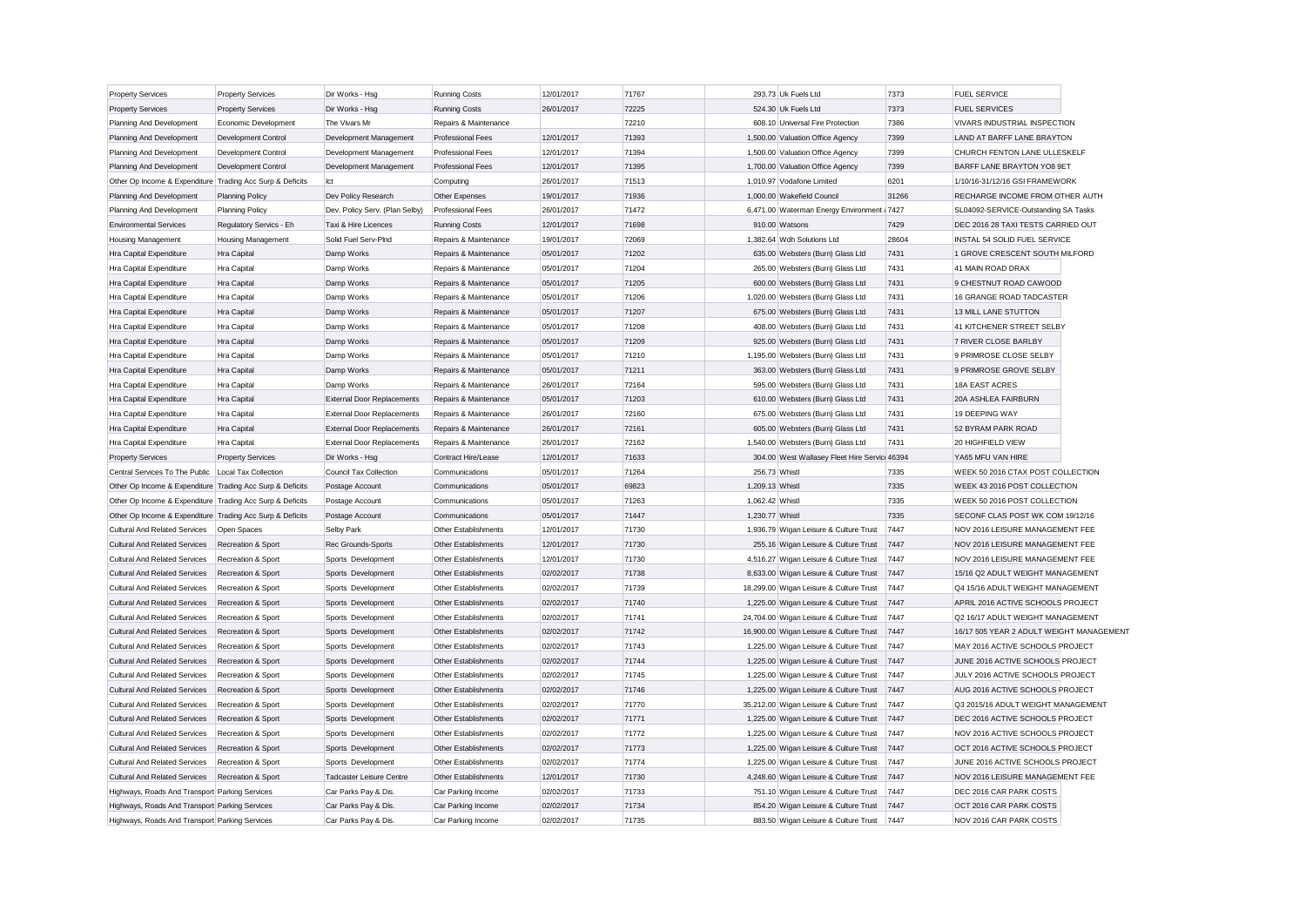| Property Services | Property Services | Dir Works - Hsg | Running Costs | 12/01/2017 | 71767 | 293.73 | Uk Fuels Ltd | 7373 | FUEL SERVICE |
|---|---|---|---|---|---|---|---|---|---|
| Property Services | Property Services | Dir Works - Hsg | Running Costs | 26/01/2017 | 72225 | 524.30 | Uk Fuels Ltd | 7373 | FUEL SERVICES |
| Planning And Development | Economic Development | The Vivars Mr | Repairs & Maintenance | | 72210 | 608.10 | Universal Fire Protection | 7386 | VIVARS INDUSTRIAL INSPECTION |
| Planning And Development | Development Control | Development Management | Professional Fees | 12/01/2017 | 71393 | 1,500.00 | Valuation Office Agency | 7399 | LAND AT BARFF LANE BRAYTON |
| Planning And Development | Development Control | Development Management | Professional Fees | 12/01/2017 | 71394 | 1,500.00 | Valuation Office Agency | 7399 | CHURCH FENTON LANE ULLESKELF |
| Planning And Development | Development Control | Development Management | Professional Fees | 12/01/2017 | 71395 | 1,700.00 | Valuation Office Agency | 7399 | BARFF LANE BRAYTON YO8 9ET |
| Other Op Income & Expenditure | Trading Acc Surp & Deficits | Ict | Computing | 26/01/2017 | 71513 | 1,010.97 | Vodafone Limited | 6201 | 1/10/16-31/12/16 GSI FRAMEWORK |
| Planning And Development | Planning Policy | Dev Policy Research | Other Expenses | 19/01/2017 | 71936 | 1,000.00 | Wakefield Council | 31266 | RECHARGE INCOME FROM OTHER AUTH |
| Planning And Development | Planning Policy | Dev. Policy Serv. (Plan Selby) | Professional Fees | 26/01/2017 | 71472 | 6,471.00 | Waterman Energy Environment | 7427 | SL04092-SERVICE-Outstanding SA Tasks |
| Environmental Services | Regulatory Servics - Eh | Taxi & Hire Licences | Running Costs | 12/01/2017 | 71698 | 910.00 | Watsons | 7429 | DEC 2016 28 TAXI TESTS CARRIED OUT |
| Housing Management | Housing Management | Solid Fuel Serv-Plnd | Repairs & Maintenance | 19/01/2017 | 72069 | 1,382.64 | Wdh Solutions Ltd | 28604 | INSTAL 54 SOLID FUEL SERVICE |
| Hra Capital Expenditure | Hra Capital | Damp Works | Repairs & Maintenance | 05/01/2017 | 71202 | 635.00 | Websters (Burn) Glass Ltd | 7431 | 1 GROVE CRESCENT SOUTH MILFORD |
| Hra Capital Expenditure | Hra Capital | Damp Works | Repairs & Maintenance | 05/01/2017 | 71204 | 265.00 | Websters (Burn) Glass Ltd | 7431 | 41 MAIN ROAD DRAX |
| Hra Capital Expenditure | Hra Capital | Damp Works | Repairs & Maintenance | 05/01/2017 | 71205 | 600.00 | Websters (Burn) Glass Ltd | 7431 | 9 CHESTNUT ROAD CAWOOD |
| Hra Capital Expenditure | Hra Capital | Damp Works | Repairs & Maintenance | 05/01/2017 | 71206 | 1,020.00 | Websters (Burn) Glass Ltd | 7431 | 16 GRANGE ROAD TADCASTER |
| Hra Capital Expenditure | Hra Capital | Damp Works | Repairs & Maintenance | 05/01/2017 | 71207 | 675.00 | Websters (Burn) Glass Ltd | 7431 | 13 MILL LANE STUTTON |
| Hra Capital Expenditure | Hra Capital | Damp Works | Repairs & Maintenance | 05/01/2017 | 71208 | 408.00 | Websters (Burn) Glass Ltd | 7431 | 41 KITCHENER STREET SELBY |
| Hra Capital Expenditure | Hra Capital | Damp Works | Repairs & Maintenance | 05/01/2017 | 71209 | 925.00 | Websters (Burn) Glass Ltd | 7431 | 7 RIVER CLOSE BARLBY |
| Hra Capital Expenditure | Hra Capital | Damp Works | Repairs & Maintenance | 05/01/2017 | 71210 | 1,195.00 | Websters (Burn) Glass Ltd | 7431 | 9 PRIMROSE CLOSE SELBY |
| Hra Capital Expenditure | Hra Capital | Damp Works | Repairs & Maintenance | 05/01/2017 | 71211 | 363.00 | Websters (Burn) Glass Ltd | 7431 | 9 PRIMROSE GROVE SELBY |
| Hra Capital Expenditure | Hra Capital | Damp Works | Repairs & Maintenance | 26/01/2017 | 72164 | 595.00 | Websters (Burn) Glass Ltd | 7431 | 18A EAST ACRES |
| Hra Capital Expenditure | Hra Capital | External Door Replacements | Repairs & Maintenance | 05/01/2017 | 71203 | 610.00 | Websters (Burn) Glass Ltd | 7431 | 20A ASHLEA FAIRBURN |
| Hra Capital Expenditure | Hra Capital | External Door Replacements | Repairs & Maintenance | 26/01/2017 | 72160 | 675.00 | Websters (Burn) Glass Ltd | 7431 | 19 DEEPING WAY |
| Hra Capital Expenditure | Hra Capital | External Door Replacements | Repairs & Maintenance | 26/01/2017 | 72161 | 605.00 | Websters (Burn) Glass Ltd | 7431 | 52 BYRAM PARK ROAD |
| Hra Capital Expenditure | Hra Capital | External Door Replacements | Repairs & Maintenance | 26/01/2017 | 72162 | 1,540.00 | Websters (Burn) Glass Ltd | 7431 | 20 HIGHFIELD VIEW |
| Property Services | Property Services | Dir Works - Hsg | Contract Hire/Lease | 12/01/2017 | 71633 | 304.00 | West Wallasey Fleet Hire Servic | 46394 | YA65 MFU VAN HIRE |
| Central Services To The Public | Local Tax Collection | Council Tax Collection | Communications | 05/01/2017 | 71264 | 256.73 | Whistl | 7335 | WEEK 50 2016 CTAX POST COLLECTION |
| Other Op Income & Expenditure | Trading Acc Surp & Deficits | Postage Account | Communications | 05/01/2017 | 69823 | 1,209.13 | Whistl | 7335 | WEEK 43 2016 POST COLLECTION |
| Other Op Income & Expenditure | Trading Acc Surp & Deficits | Postage Account | Communications | 05/01/2017 | 71263 | 1,062.42 | Whistl | 7335 | WEEK 50 2016 POST COLLECTION |
| Other Op Income & Expenditure | Trading Acc Surp & Deficits | Postage Account | Communications | 05/01/2017 | 71447 | 1,230.77 | Whistl | 7335 | SECONF CLAS POST WK COM 19/12/16 |
| Cultural And Related Services | Open Spaces | Selby Park | Other Establishments | 12/01/2017 | 71730 | 1,936.79 | Wigan Leisure & Culture Trust | 7447 | NOV 2016 LEISURE MANAGEMENT FEE |
| Cultural And Related Services | Recreation & Sport | Rec Grounds-Sports | Other Establishments | 12/01/2017 | 71730 | 255.16 | Wigan Leisure & Culture Trust | 7447 | NOV 2016 LEISURE MANAGEMENT FEE |
| Cultural And Related Services | Recreation & Sport | Sports Development | Other Establishments | 12/01/2017 | 71730 | 4,516.27 | Wigan Leisure & Culture Trust | 7447 | NOV 2016 LEISURE MANAGEMENT FEE |
| Cultural And Related Services | Recreation & Sport | Sports Development | Other Establishments | 02/02/2017 | 71738 | 8,633.00 | Wigan Leisure & Culture Trust | 7447 | 15/16 Q2 ADULT WEIGHT MANAGEMENT |
| Cultural And Related Services | Recreation & Sport | Sports Development | Other Establishments | 02/02/2017 | 71739 | 18,299.00 | Wigan Leisure & Culture Trust | 7447 | Q4 15/16 ADULT WEIGHT MANAGEMENT |
| Cultural And Related Services | Recreation & Sport | Sports Development | Other Establishments | 02/02/2017 | 71740 | 1,225.00 | Wigan Leisure & Culture Trust | 7447 | APRIL 2016 ACTIVE SCHOOLS PROJECT |
| Cultural And Related Services | Recreation & Sport | Sports Development | Other Establishments | 02/02/2017 | 71741 | 24,704.00 | Wigan Leisure & Culture Trust | 7447 | Q2 16/17 ADULT WEIGHT MANAGEMENT |
| Cultural And Related Services | Recreation & Sport | Sports Development | Other Establishments | 02/02/2017 | 71742 | 16,900.00 | Wigan Leisure & Culture Trust | 7447 | 16/17 505 YEAR 2 ADULT WEIGHT MANAGEMENT |
| Cultural And Related Services | Recreation & Sport | Sports Development | Other Establishments | 02/02/2017 | 71743 | 1,225.00 | Wigan Leisure & Culture Trust | 7447 | MAY 2016 ACTIVE SCHOOLS PROJECT |
| Cultural And Related Services | Recreation & Sport | Sports Development | Other Establishments | 02/02/2017 | 71744 | 1,225.00 | Wigan Leisure & Culture Trust | 7447 | JUNE 2016 ACTIVE SCHOOLS PROJECT |
| Cultural And Related Services | Recreation & Sport | Sports Development | Other Establishments | 02/02/2017 | 71745 | 1,225.00 | Wigan Leisure & Culture Trust | 7447 | JULY 2016 ACTIVE SCHOOLS PROJECT |
| Cultural And Related Services | Recreation & Sport | Sports Development | Other Establishments | 02/02/2017 | 71746 | 1,225.00 | Wigan Leisure & Culture Trust | 7447 | AUG 2016 ACTIVE SCHOOLS PROJECT |
| Cultural And Related Services | Recreation & Sport | Sports Development | Other Establishments | 02/02/2017 | 71770 | 35,212.00 | Wigan Leisure & Culture Trust | 7447 | Q3 2015/16 ADULT WEIGHT MANAGEMENT |
| Cultural And Related Services | Recreation & Sport | Sports Development | Other Establishments | 02/02/2017 | 71771 | 1,225.00 | Wigan Leisure & Culture Trust | 7447 | DEC 2016 ACTIVE SCHOOLS PROJECT |
| Cultural And Related Services | Recreation & Sport | Sports Development | Other Establishments | 02/02/2017 | 71772 | 1,225.00 | Wigan Leisure & Culture Trust | 7447 | NOV 2016 ACTIVE SCHOOLS PROJECT |
| Cultural And Related Services | Recreation & Sport | Sports Development | Other Establishments | 02/02/2017 | 71773 | 1,225.00 | Wigan Leisure & Culture Trust | 7447 | OCT 2016 ACTIVE SCHOOLS PROJECT |
| Cultural And Related Services | Recreation & Sport | Sports Development | Other Establishments | 02/02/2017 | 71774 | 1,225.00 | Wigan Leisure & Culture Trust | 7447 | JUNE 2016 ACTIVE SCHOOLS PROJECT |
| Cultural And Related Services | Recreation & Sport | Tadcaster Leisure Centre | Other Establishments | 12/01/2017 | 71730 | 4,248.60 | Wigan Leisure & Culture Trust | 7447 | NOV 2016 LEISURE MANAGEMENT FEE |
| Highways, Roads And Transport | Parking Services | Car Parks Pay & Dis. | Car Parking Income | 02/02/2017 | 71733 | 751.10 | Wigan Leisure & Culture Trust | 7447 | DEC 2016 CAR PARK COSTS |
| Highways, Roads And Transport | Parking Services | Car Parks Pay & Dis. | Car Parking Income | 02/02/2017 | 71734 | 854.20 | Wigan Leisure & Culture Trust | 7447 | OCT 2016 CAR PARK COSTS |
| Highways, Roads And Transport | Parking Services | Car Parks Pay & Dis. | Car Parking Income | 02/02/2017 | 71735 | 883.50 | Wigan Leisure & Culture Trust | 7447 | NOV 2016 CAR PARK COSTS |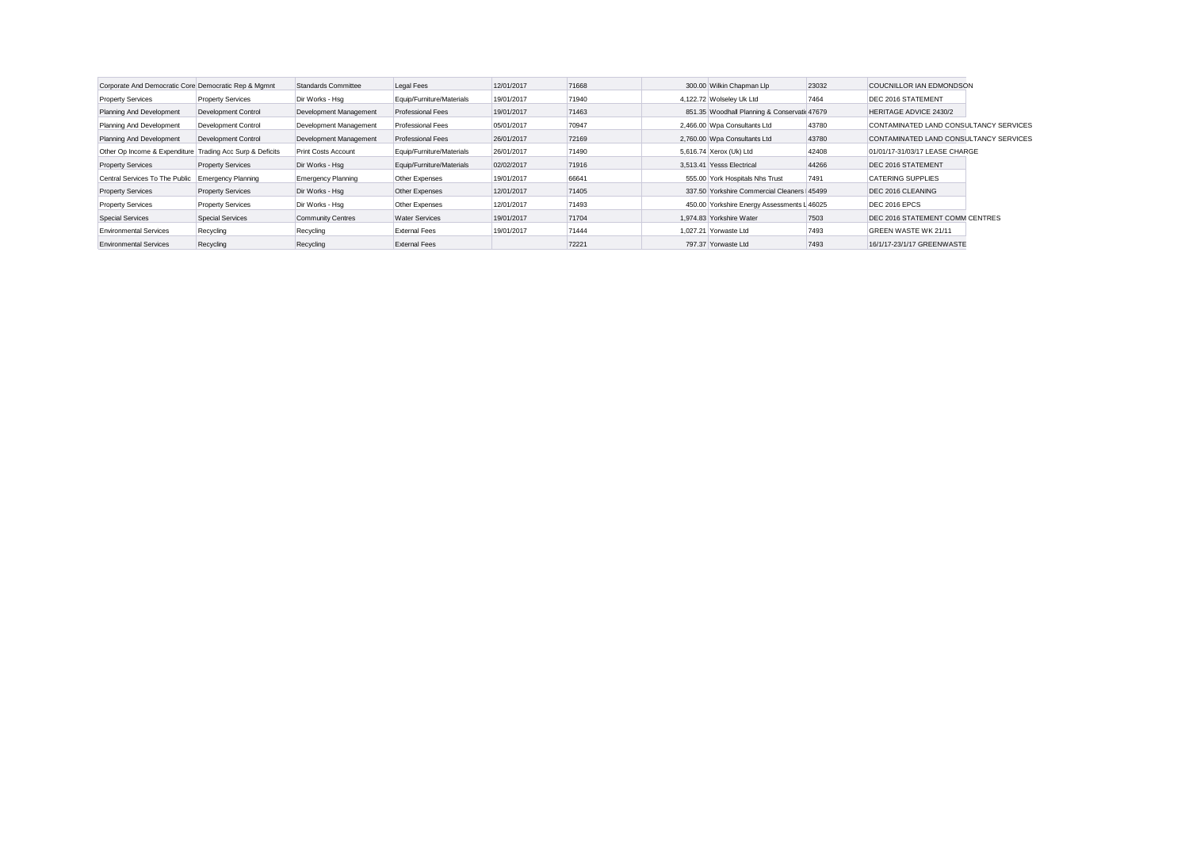| | | | | | | | | | |
|---|---|---|---|---|---|---|---|---|---|
| Corporate And Democratic Core | Democratic Rep & Mgmnt | Standards Committee | Legal Fees | 12/01/2017 | 71668 | 300.00 | Wilkin Chapman Llp | 23032 | COUCNILLOR IAN EDMONDSON |
| Property Services | Property Services | Dir Works - Hsg | Equip/Furniture/Materials | 19/01/2017 | 71940 | 4,122.72 | Wolseley Uk Ltd | 7464 | DEC 2016 STATEMENT |
| Planning And Development | Development Control | Development Management | Professional Fees | 19/01/2017 | 71463 | 851.35 | Woodhall Planning & Conservati | 47679 | HERITAGE ADVICE 2430/2 |
| Planning And Development | Development Control | Development Management | Professional Fees | 05/01/2017 | 70947 | 2,466.00 | Wpa Consultants Ltd | 43780 | CONTAMINATED LAND CONSULTANCY SERVICES |
| Planning And Development | Development Control | Development Management | Professional Fees | 26/01/2017 | 72169 | 2,760.00 | Wpa Consultants Ltd | 43780 | CONTAMINATED LAND CONSULTANCY SERVICES |
| Other Op Income & Expenditure | Trading Acc Surp & Deficits | Print Costs Account | Equip/Furniture/Materials | 26/01/2017 | 71490 | 5,616.74 | Xerox (Uk) Ltd | 42408 | 01/01/17-31/03/17 LEASE CHARGE |
| Property Services | Property Services | Dir Works - Hsg | Equip/Furniture/Materials | 02/02/2017 | 71916 | 3,513.41 | Yesss Electrical | 44266 | DEC 2016 STATEMENT |
| Central Services To The Public | Emergency Planning | Emergency Planning | Other Expenses | 19/01/2017 | 66641 | 555.00 | York Hospitals Nhs Trust | 7491 | CATERING SUPPLIES |
| Property Services | Property Services | Dir Works - Hsg | Other Expenses | 12/01/2017 | 71405 | 337.50 | Yorkshire Commercial Cleaners | 45499 | DEC 2016 CLEANING |
| Property Services | Property Services | Dir Works - Hsg | Other Expenses | 12/01/2017 | 71493 | 450.00 | Yorkshire Energy Assessments L | 46025 | DEC 2016 EPCS |
| Special Services | Special Services | Community Centres | Water Services | 19/01/2017 | 71704 | 1,974.83 | Yorkshire Water | 7503 | DEC 2016 STATEMENT COMM CENTRES |
| Environmental Services | Recycling | Recycling | External Fees | 19/01/2017 | 71444 | 1,027.21 | Yorwaste Ltd | 7493 | GREEN WASTE WK 21/11 |
| Environmental Services | Recycling | Recycling | External Fees | | 72221 | 797.37 | Yorwaste Ltd | 7493 | 16/1/17-23/1/17 GREENWASTE |